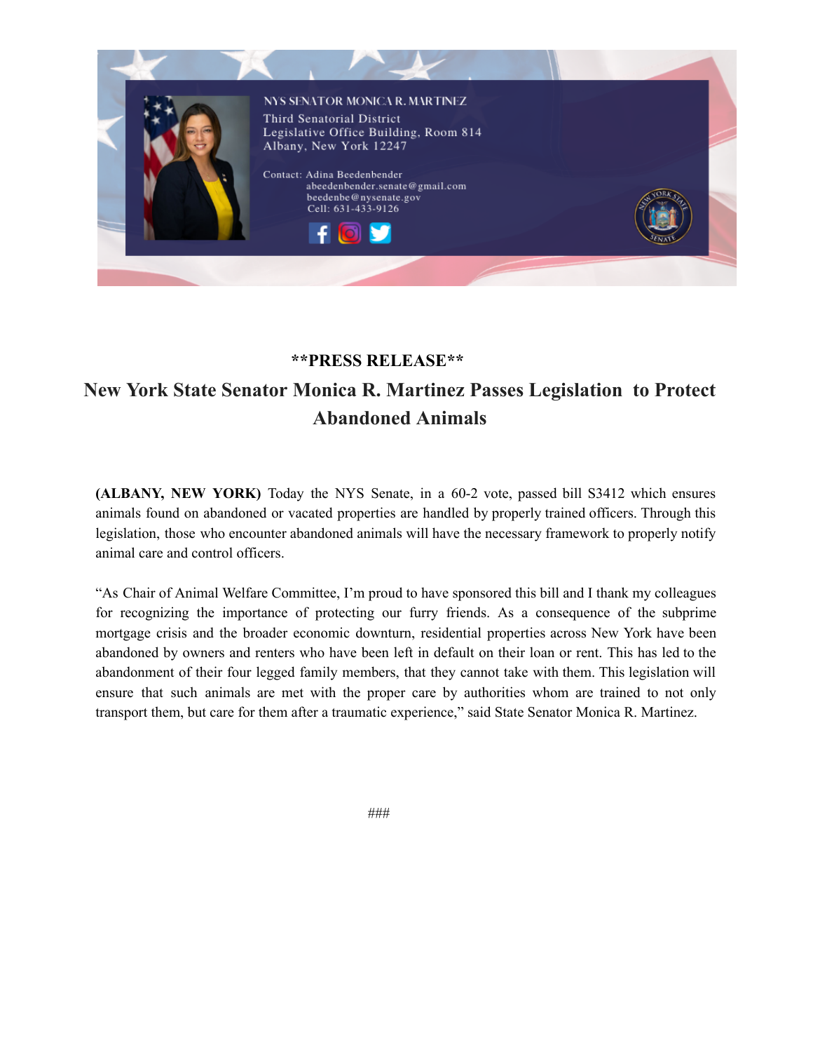NYS SENATOR MONICA R. MARTINEZ
Third Senatorial District
Legislative Office Building, Room 814
Albany, New York 12247

Contact: Adina Beedenbender
abeedenbender.senate@gmail.com
beedenbe@nysenate.gov
Cell: 631-433-9126

**\*\*PRESS RELEASE\*\***

## New York State Senator Monica R. Martinez Passes Legislation to Protect Abandoned Animals

**(ALBANY, NEW YORK)** Today the NYS Senate, in a 60-2 vote, passed bill S3412 which ensures animals found on abandoned or vacated properties are handled by properly trained officers. Through this legislation, those who encounter abandoned animals will have the necessary framework to properly notify animal care and control officers.

"As Chair of Animal Welfare Committee, I'm proud to have sponsored this bill and I thank my colleagues for recognizing the importance of protecting our furry friends. As a consequence of the subprime mortgage crisis and the broader economic downturn, residential properties across New York have been abandoned by owners and renters who have been left in default on their loan or rent. This has led to the abandonment of their four legged family members, that they cannot take with them. This legislation will ensure that such animals are met with the proper care by authorities whom are trained to not only transport them, but care for them after a traumatic experience," said State Senator Monica R. Martinez.

###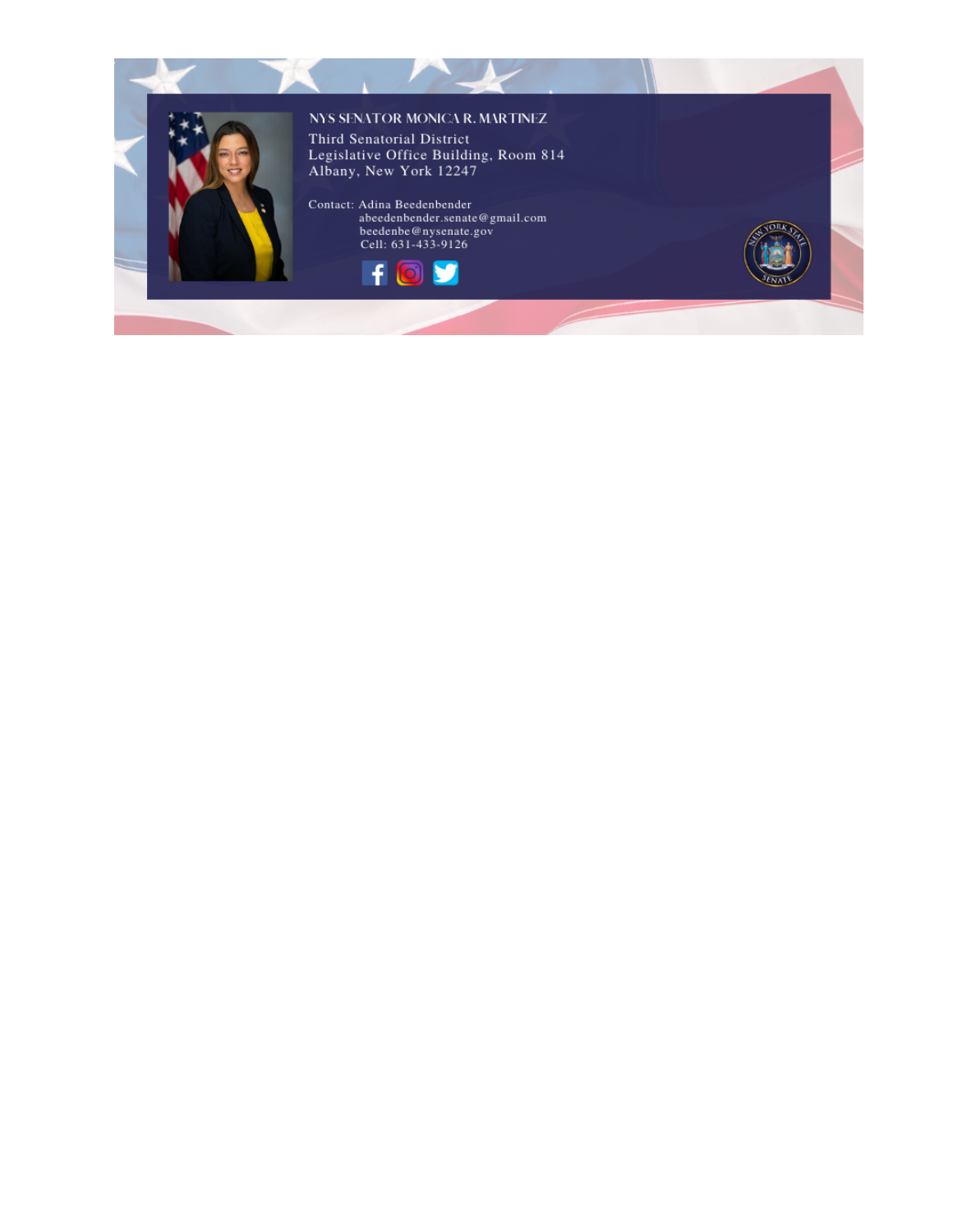NYS SENATOR MONICA R. MARTINEZ

Third Senatorial District
Legislative Office Building, Room 814
Albany, New York 12247

Contact: Adina Beedenbender
abeedenbender.senate@gmail.com
beedenbe@nysenate.gov
Cell: 631-433-9126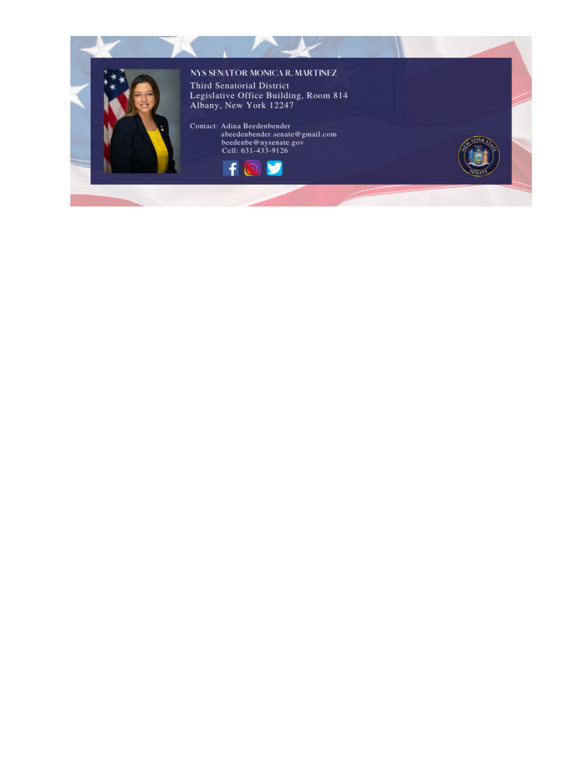NYS SENATOR MONICA R. MARTINEZ

Third Senatorial District
Legislative Office Building, Room 814
Albany, New York 12247

Contact: Adina Beedenbender
abeedenbender.senate@gmail.com
beedenbe@nysenate.gov
Cell: 631-433-9126